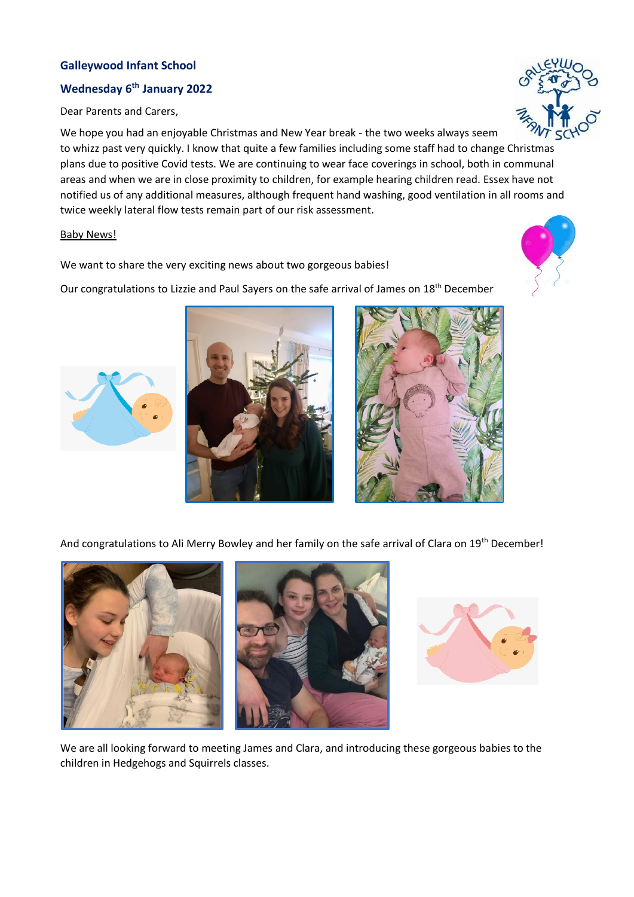**Galleywood Infant School**

**Wednesday 6th January 2022**

Dear Parents and Carers,

We hope you had an enjoyable Christmas and New Year break - the two weeks always seem to whizz past very quickly. I know that quite a few families including some staff had to change Christmas plans due to positive Covid tests. We are continuing to wear face coverings in school, both in communal areas and when we are in close proximity to children, for example hearing children read. Essex have not notified us of any additional measures, although frequent hand washing, good ventilation in all rooms and twice weekly lateral flow tests remain part of our risk assessment.

Baby News!

We want to share the very exciting news about two gorgeous babies!

Our congratulations to Lizzie and Paul Sayers on the safe arrival of James on 18th December

And congratulations to Ali Merry Bowley and her family on the safe arrival of Clara on 19th December!

We are all looking forward to meeting James and Clara, and introducing these gorgeous babies to the children in Hedgehogs and Squirrels classes.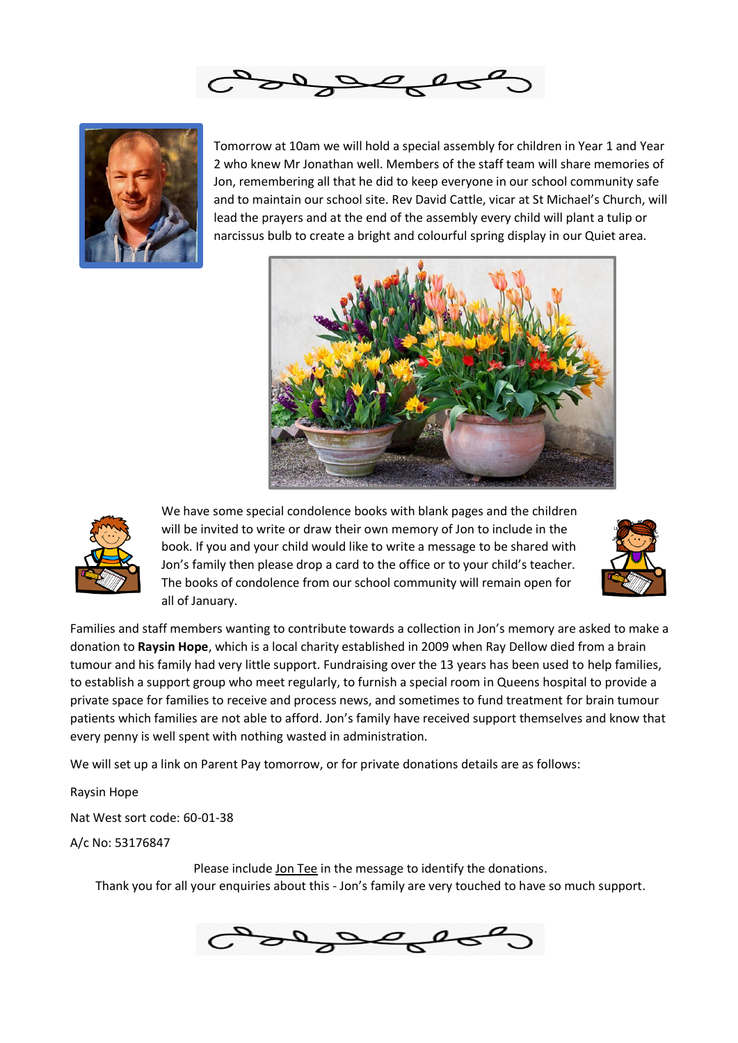Tomorrow at 10am we will hold a special assembly for children in Year 1 and Year 2 who knew Mr Jonathan well. Members of the staff team will share memories of Jon, remembering all that he did to keep everyone in our school community safe and to maintain our school site. Rev David Cattle, vicar at St Michael's Church, will lead the prayers and at the end of the assembly every child will plant a tulip or narcissus bulb to create a bright and colourful spring display in our Quiet area.

We have some special condolence books with blank pages and the children will be invited to write or draw their own memory of Jon to include in the book. If you and your child would like to write a message to be shared with Jon's family then please drop a card to the office or to your child's teacher. The books of condolence from our school community will remain open for all of January.

Families and staff members wanting to contribute towards a collection in Jon's memory are asked to make a donation to **Raysin Hope**, which is a local charity established in 2009 when Ray Dellow died from a brain tumour and his family had very little support. Fundraising over the 13 years has been used to help families, to establish a support group who meet regularly, to furnish a special room in Queens hospital to provide a private space for families to receive and process news, and sometimes to fund treatment for brain tumour patients which families are not able to afford. Jon's family have received support themselves and know that every penny is well spent with nothing wasted in administration.

We will set up a link on Parent Pay tomorrow, or for private donations details are as follows:

Raysin Hope

Nat West sort code: 60-01-38

A/c No: 53176847

Please include Jon Tee in the message to identify the donations.
Thank you for all your enquiries about this - Jon's family are very touched to have so much support.